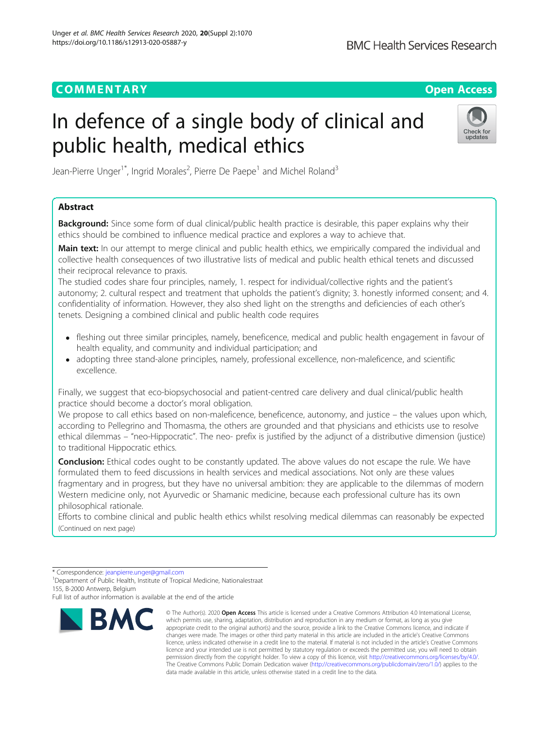COMMENTARY

Open Access

# In defence of a single body of clinical and public health, medical ethics

Jean-Pierre Unger[1*], Ingrid Morales[2], Pierre De Paepe[1] and Michel Roland[3]

## Abstract

**Background:** Since some form of dual clinical/public health practice is desirable, this paper explains why their ethics should be combined to influence medical practice and explores a way to achieve that.

**Main text:** In our attempt to merge clinical and public health ethics, we empirically compared the individual and collective health consequences of two illustrative lists of medical and public health ethical tenets and discussed their reciprocal relevance to praxis.

The studied codes share four principles, namely, 1. respect for individual/collective rights and the patient's autonomy; 2. cultural respect and treatment that upholds the patient's dignity; 3. honestly informed consent; and 4. confidentiality of information. However, they also shed light on the strengths and deficiencies of each other's tenets. Designing a combined clinical and public health code requires

- fleshing out three similar principles, namely, beneficence, medical and public health engagement in favour of health equality, and community and individual participation; and
- adopting three stand-alone principles, namely, professional excellence, non-maleficence, and scientific excellence.

Finally, we suggest that eco-biopsychosocial and patient-centred care delivery and dual clinical/public health practice should become a doctor's moral obligation.

We propose to call ethics based on non-maleficence, beneficence, autonomy, and justice – the values upon which, according to Pellegrino and Thomasma, the others are grounded and that physicians and ethicists use to resolve ethical dilemmas – "neo-Hippocratic". The neo- prefix is justified by the adjunct of a distributive dimension (justice) to traditional Hippocratic ethics.

**Conclusion:** Ethical codes ought to be constantly updated. The above values do not escape the rule. We have formulated them to feed discussions in health services and medical associations. Not only are these values fragmentary and in progress, but they have no universal ambition: they are applicable to the dilemmas of modern Western medicine only, not Ayurvedic or Shamanic medicine, because each professional culture has its own philosophical rationale.

Efforts to combine clinical and public health ethics whilst resolving medical dilemmas can reasonably be expected

(Continued on next page)

* Correspondence: jeanpierre.unger@gmail.com

[1]Department of Public Health, Institute of Tropical Medicine, Nationalestraat 155, B-2000 Antwerp, Belgium

Full list of author information is available at the end of the article

© The Author(s). 2020 **Open Access** This article is licensed under a Creative Commons Attribution 4.0 International License, which permits use, sharing, adaptation, distribution and reproduction in any medium or format, as long as you give appropriate credit to the original author(s) and the source, provide a link to the Creative Commons licence, and indicate if changes were made. The images or other third party material in this article are included in the article's Creative Commons licence, unless indicated otherwise in a credit line to the material. If material is not included in the article's Creative Commons licence and your intended use is not permitted by statutory regulation or exceeds the permitted use, you will need to obtain permission directly from the copyright holder. To view a copy of this licence, visit http://creativecommons.org/licenses/by/4.0/. The Creative Commons Public Domain Dedication waiver (http://creativecommons.org/publicdomain/zero/1.0/) applies to the data made available in this article, unless otherwise stated in a credit line to the data.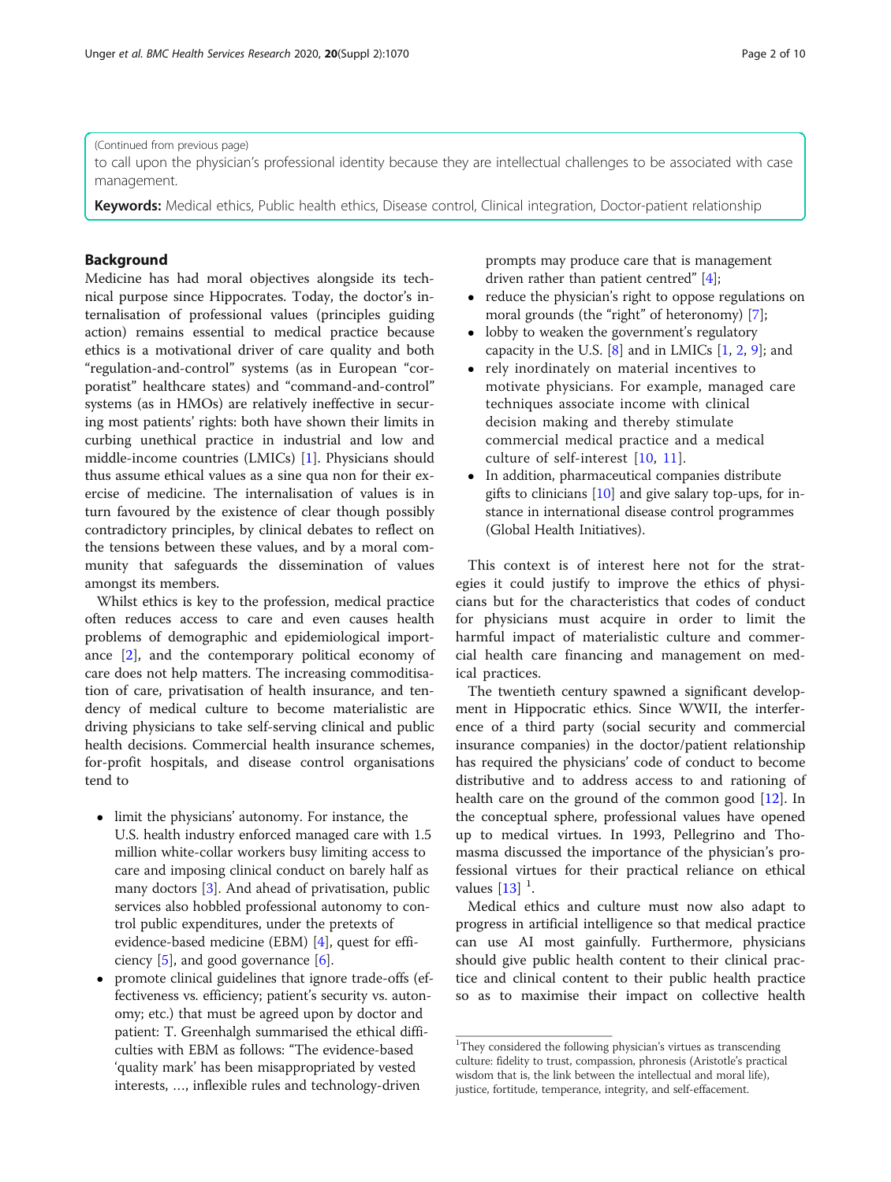(Continued from previous page)

to call upon the physician's professional identity because they are intellectual challenges to be associated with case management.

**Keywords:** Medical ethics, Public health ethics, Disease control, Clinical integration, Doctor-patient relationship

## Background

Medicine has had moral objectives alongside its technical purpose since Hippocrates. Today, the doctor's internalisation of professional values (principles guiding action) remains essential to medical practice because ethics is a motivational driver of care quality and both "regulation-and-control" systems (as in European "corporatist" healthcare states) and "command-and-control" systems (as in HMOs) are relatively ineffective in securing most patients' rights: both have shown their limits in curbing unethical practice in industrial and low and middle-income countries (LMICs) [1]. Physicians should thus assume ethical values as a sine qua non for their exercise of medicine. The internalisation of values is in turn favoured by the existence of clear though possibly contradictory principles, by clinical debates to reflect on the tensions between these values, and by a moral community that safeguards the dissemination of values amongst its members.

Whilst ethics is key to the profession, medical practice often reduces access to care and even causes health problems of demographic and epidemiological importance [2], and the contemporary political economy of care does not help matters. The increasing commoditisation of care, privatisation of health insurance, and tendency of medical culture to become materialistic are driving physicians to take self-serving clinical and public health decisions. Commercial health insurance schemes, for-profit hospitals, and disease control organisations tend to

- limit the physicians' autonomy. For instance, the U.S. health industry enforced managed care with 1.5 million white-collar workers busy limiting access to care and imposing clinical conduct on barely half as many doctors [3]. And ahead of privatisation, public services also hobbled professional autonomy to control public expenditures, under the pretexts of evidence-based medicine (EBM) [4], quest for efficiency [5], and good governance [6].
- promote clinical guidelines that ignore trade-offs (effectiveness vs. efficiency; patient's security vs. autonomy; etc.) that must be agreed upon by doctor and patient: T. Greenhalgh summarised the ethical difficulties with EBM as follows: "The evidence-based 'quality mark' has been misappropriated by vested interests, …, inflexible rules and technology-driven prompts may produce care that is management driven rather than patient centred" [4];
- reduce the physician's right to oppose regulations on moral grounds (the "right" of heteronomy) [7];
- lobby to weaken the government's regulatory capacity in the U.S. [8] and in LMICs [1, 2, 9]; and
- rely inordinately on material incentives to motivate physicians. For example, managed care techniques associate income with clinical decision making and thereby stimulate commercial medical practice and a medical culture of self-interest [10, 11].
- In addition, pharmaceutical companies distribute gifts to clinicians [10] and give salary top-ups, for instance in international disease control programmes (Global Health Initiatives).

This context is of interest here not for the strategies it could justify to improve the ethics of physicians but for the characteristics that codes of conduct for physicians must acquire in order to limit the harmful impact of materialistic culture and commercial health care financing and management on medical practices.

The twentieth century spawned a significant development in Hippocratic ethics. Since WWII, the interference of a third party (social security and commercial insurance companies) in the doctor/patient relationship has required the physicians' code of conduct to become distributive and to address access to and rationing of health care on the ground of the common good [12]. In the conceptual sphere, professional values have opened up to medical virtues. In 1993, Pellegrino and Thomasma discussed the importance of the physician's professional virtues for their practical reliance on ethical values [13] [1].

Medical ethics and culture must now also adapt to progress in artificial intelligence so that medical practice can use AI most gainfully. Furthermore, physicians should give public health content to their clinical practice and clinical content to their public health practice so as to maximise their impact on collective health

[1] They considered the following physician's virtues as transcending culture: fidelity to trust, compassion, phronesis (Aristotle's practical wisdom that is, the link between the intellectual and moral life), justice, fortitude, temperance, integrity, and self-effacement.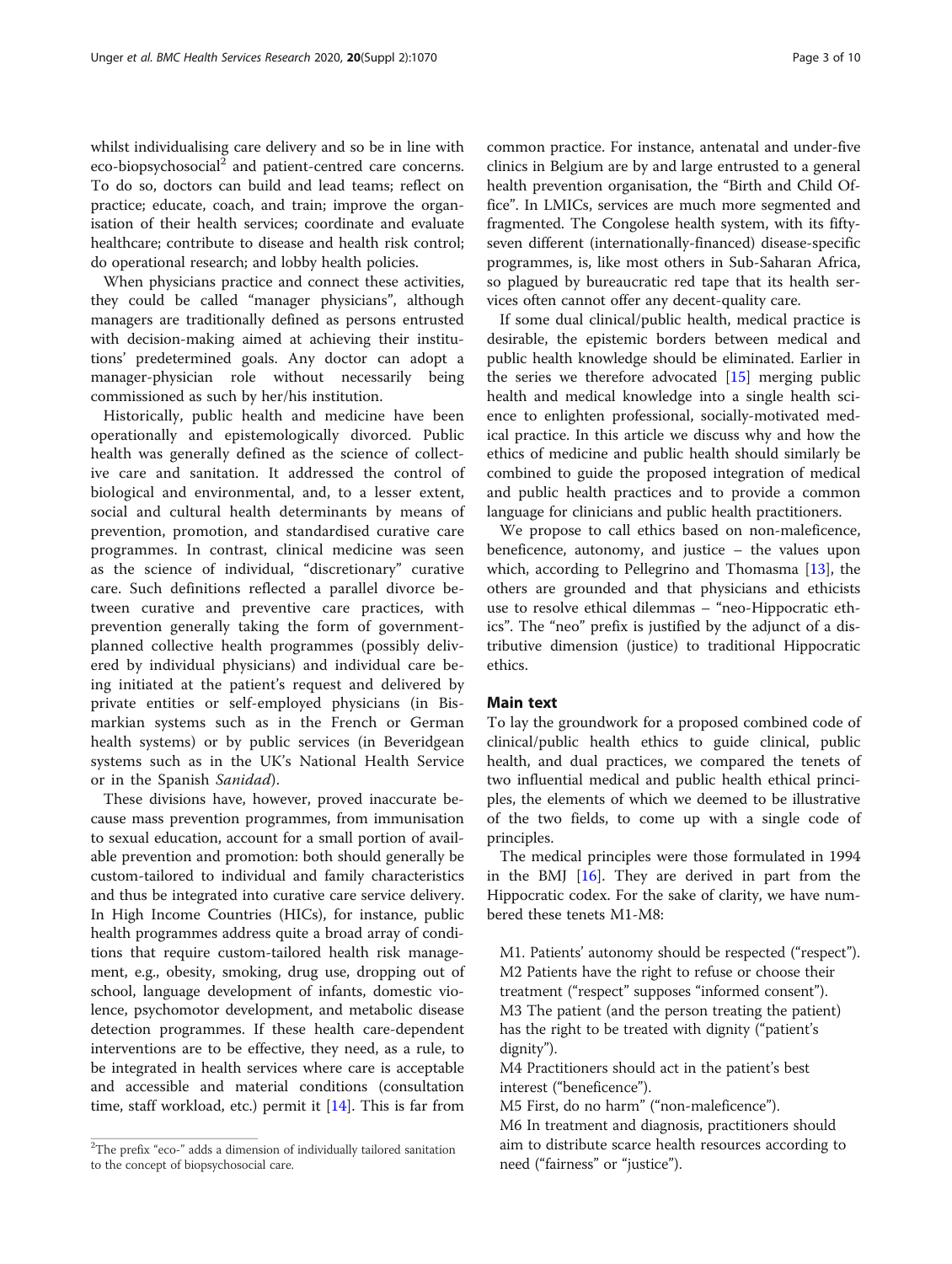whilst individualising care delivery and so be in line with eco-biopsychosocial[2] and patient-centred care concerns. To do so, doctors can build and lead teams; reflect on practice; educate, coach, and train; improve the organisation of their health services; coordinate and evaluate healthcare; contribute to disease and health risk control; do operational research; and lobby health policies.

When physicians practice and connect these activities, they could be called "manager physicians", although managers are traditionally defined as persons entrusted with decision-making aimed at achieving their institutions' predetermined goals. Any doctor can adopt a manager-physician role without necessarily being commissioned as such by her/his institution.

Historically, public health and medicine have been operationally and epistemologically divorced. Public health was generally defined as the science of collective care and sanitation. It addressed the control of biological and environmental, and, to a lesser extent, social and cultural health determinants by means of prevention, promotion, and standardised curative care programmes. In contrast, clinical medicine was seen as the science of individual, "discretionary" curative care. Such definitions reflected a parallel divorce between curative and preventive care practices, with prevention generally taking the form of government-planned collective health programmes (possibly delivered by individual physicians) and individual care being initiated at the patient's request and delivered by private entities or self-employed physicians (in Bismarkian systems such as in the French or German health systems) or by public services (in Beveridgean systems such as in the UK's National Health Service or in the Spanish *Sanidad*).

These divisions have, however, proved inaccurate because mass prevention programmes, from immunisation to sexual education, account for a small portion of available prevention and promotion: both should generally be custom-tailored to individual and family characteristics and thus be integrated into curative care service delivery. In High Income Countries (HICs), for instance, public health programmes address quite a broad array of conditions that require custom-tailored health risk management, e.g., obesity, smoking, drug use, dropping out of school, language development of infants, domestic violence, psychomotor development, and metabolic disease detection programmes. If these health care-dependent interventions are to be effective, they need, as a rule, to be integrated in health services where care is acceptable and accessible and material conditions (consultation time, staff workload, etc.) permit it [14]. This is far from common practice. For instance, antenatal and under-five clinics in Belgium are by and large entrusted to a general health prevention organisation, the "Birth and Child Office". In LMICs, services are much more segmented and fragmented. The Congolese health system, with its fifty-seven different (internationally-financed) disease-specific programmes, is, like most others in Sub-Saharan Africa, so plagued by bureaucratic red tape that its health services often cannot offer any decent-quality care.

If some dual clinical/public health, medical practice is desirable, the epistemic borders between medical and public health knowledge should be eliminated. Earlier in the series we therefore advocated [15] merging public health and medical knowledge into a single health science to enlighten professional, socially-motivated medical practice. In this article we discuss why and how the ethics of medicine and public health should similarly be combined to guide the proposed integration of medical and public health practices and to provide a common language for clinicians and public health practitioners.

We propose to call ethics based on non-maleficence, beneficence, autonomy, and justice – the values upon which, according to Pellegrino and Thomasma [13], the others are grounded and that physicians and ethicists use to resolve ethical dilemmas – "neo-Hippocratic ethics". The "neo" prefix is justified by the adjunct of a distributive dimension (justice) to traditional Hippocratic ethics.

## Main text

To lay the groundwork for a proposed combined code of clinical/public health ethics to guide clinical, public health, and dual practices, we compared the tenets of two influential medical and public health ethical principles, the elements of which we deemed to be illustrative of the two fields, to come up with a single code of principles.

The medical principles were those formulated in 1994 in the BMJ [16]. They are derived in part from the Hippocratic codex. For the sake of clarity, we have numbered these tenets M1-M8:

M1. Patients' autonomy should be respected ("respect").
M2 Patients have the right to refuse or choose their treatment ("respect" supposes "informed consent").
M3 The patient (and the person treating the patient) has the right to be treated with dignity ("patient's dignity").
M4 Practitioners should act in the patient's best interest ("beneficence").
M5 First, do no harm" ("non-maleficence").
M6 In treatment and diagnosis, practitioners should aim to distribute scarce health resources according to need ("fairness" or "justice").

[2] The prefix "eco-" adds a dimension of individually tailored sanitation to the concept of biopsychosocial care.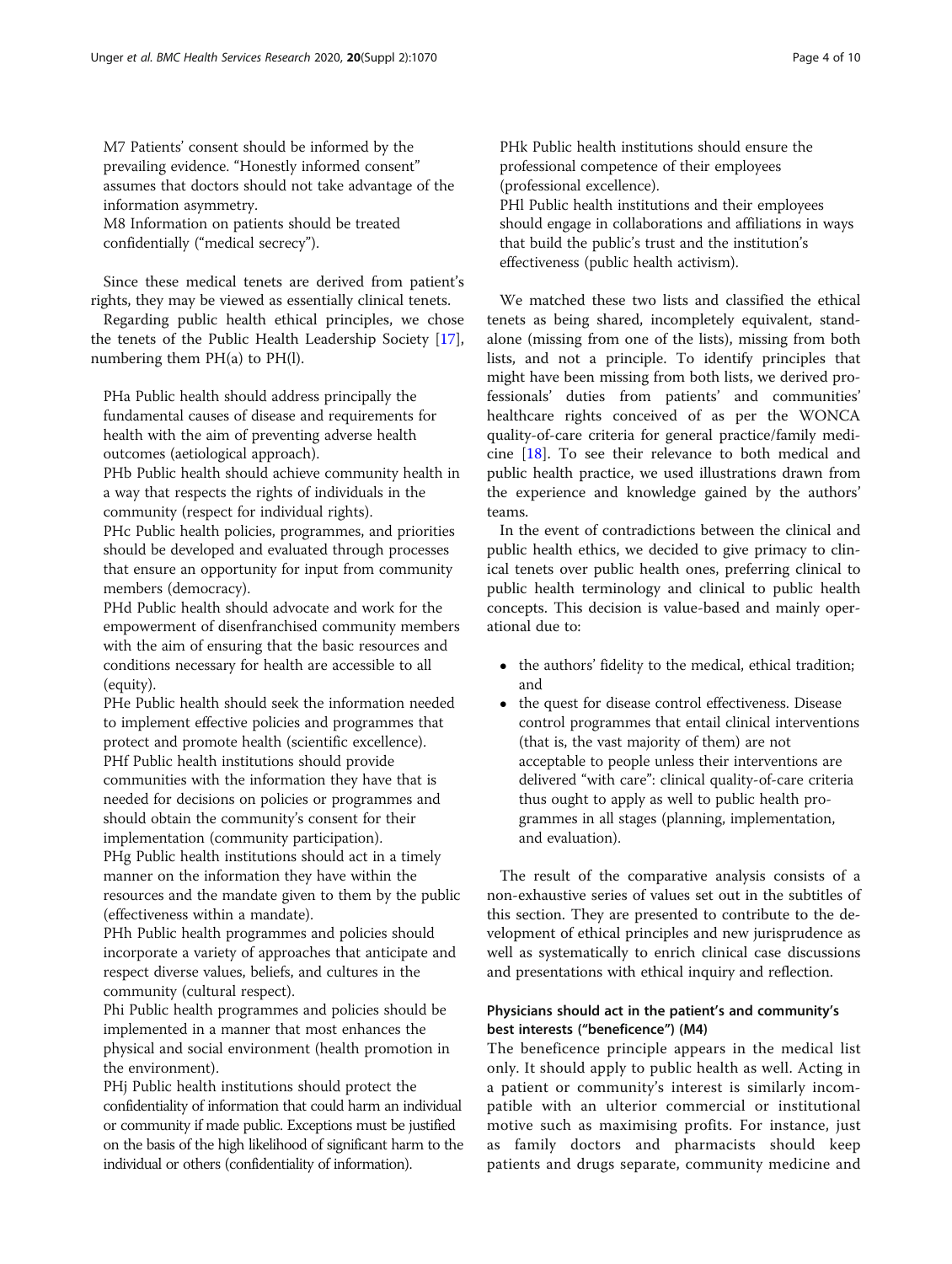M7 Patients' consent should be informed by the prevailing evidence. "Honestly informed consent" assumes that doctors should not take advantage of the information asymmetry.

M8 Information on patients should be treated confidentially ("medical secrecy").

Since these medical tenets are derived from patient's rights, they may be viewed as essentially clinical tenets.

Regarding public health ethical principles, we chose the tenets of the Public Health Leadership Society [17], numbering them PH(a) to PH(l).

PHa Public health should address principally the fundamental causes of disease and requirements for health with the aim of preventing adverse health outcomes (aetiological approach).

PHb Public health should achieve community health in a way that respects the rights of individuals in the community (respect for individual rights).

PHc Public health policies, programmes, and priorities should be developed and evaluated through processes that ensure an opportunity for input from community members (democracy).

PHd Public health should advocate and work for the empowerment of disenfranchised community members with the aim of ensuring that the basic resources and conditions necessary for health are accessible to all (equity).

PHe Public health should seek the information needed to implement effective policies and programmes that protect and promote health (scientific excellence).

PHf Public health institutions should provide communities with the information they have that is needed for decisions on policies or programmes and should obtain the community's consent for their implementation (community participation).

PHg Public health institutions should act in a timely manner on the information they have within the resources and the mandate given to them by the public (effectiveness within a mandate).

PHh Public health programmes and policies should incorporate a variety of approaches that anticipate and respect diverse values, beliefs, and cultures in the community (cultural respect).

Phi Public health programmes and policies should be implemented in a manner that most enhances the physical and social environment (health promotion in the environment).

PHj Public health institutions should protect the confidentiality of information that could harm an individual or community if made public. Exceptions must be justified on the basis of the high likelihood of significant harm to the individual or others (confidentiality of information).

PHk Public health institutions should ensure the professional competence of their employees (professional excellence).

PHl Public health institutions and their employees should engage in collaborations and affiliations in ways that build the public's trust and the institution's effectiveness (public health activism).

We matched these two lists and classified the ethical tenets as being shared, incompletely equivalent, stand-alone (missing from one of the lists), missing from both lists, and not a principle. To identify principles that might have been missing from both lists, we derived professionals' duties from patients' and communities' healthcare rights conceived of as per the WONCA quality-of-care criteria for general practice/family medicine [18]. To see their relevance to both medical and public health practice, we used illustrations drawn from the experience and knowledge gained by the authors' teams.

In the event of contradictions between the clinical and public health ethics, we decided to give primacy to clinical tenets over public health ones, preferring clinical to public health terminology and clinical to public health concepts. This decision is value-based and mainly operational due to:

- the authors' fidelity to the medical, ethical tradition; and
- the quest for disease control effectiveness. Disease control programmes that entail clinical interventions (that is, the vast majority of them) are not acceptable to people unless their interventions are delivered "with care": clinical quality-of-care criteria thus ought to apply as well to public health programmes in all stages (planning, implementation, and evaluation).

The result of the comparative analysis consists of a non-exhaustive series of values set out in the subtitles of this section. They are presented to contribute to the development of ethical principles and new jurisprudence as well as systematically to enrich clinical case discussions and presentations with ethical inquiry and reflection.

### Physicians should act in the patient's and community's best interests ("beneficence") (M4)

The beneficence principle appears in the medical list only. It should apply to public health as well. Acting in a patient or community's interest is similarly incompatible with an ulterior commercial or institutional motive such as maximising profits. For instance, just as family doctors and pharmacists should keep patients and drugs separate, community medicine and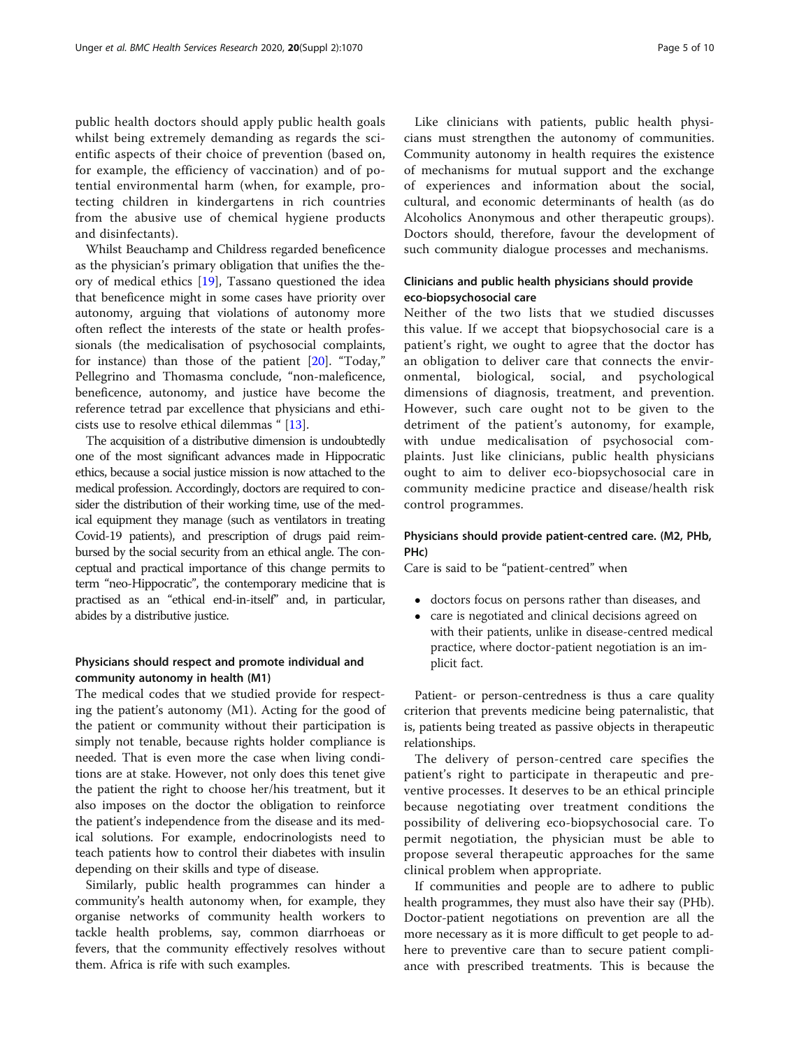public health doctors should apply public health goals whilst being extremely demanding as regards the scientific aspects of their choice of prevention (based on, for example, the efficiency of vaccination) and of potential environmental harm (when, for example, protecting children in kindergartens in rich countries from the abusive use of chemical hygiene products and disinfectants).

Whilst Beauchamp and Childress regarded beneficence as the physician's primary obligation that unifies the theory of medical ethics [19], Tassano questioned the idea that beneficence might in some cases have priority over autonomy, arguing that violations of autonomy more often reflect the interests of the state or health professionals (the medicalisation of psychosocial complaints, for instance) than those of the patient [20]. "Today," Pellegrino and Thomasma conclude, "non-maleficence, beneficence, autonomy, and justice have become the reference tetrad par excellence that physicians and ethicists use to resolve ethical dilemmas " [13].

The acquisition of a distributive dimension is undoubtedly one of the most significant advances made in Hippocratic ethics, because a social justice mission is now attached to the medical profession. Accordingly, doctors are required to consider the distribution of their working time, use of the medical equipment they manage (such as ventilators in treating Covid-19 patients), and prescription of drugs paid reimbursed by the social security from an ethical angle. The conceptual and practical importance of this change permits to term "neo-Hippocratic", the contemporary medicine that is practised as an "ethical end-in-itself" and, in particular, abides by a distributive justice.

## Physicians should respect and promote individual and community autonomy in health (M1)

The medical codes that we studied provide for respecting the patient's autonomy (M1). Acting for the good of the patient or community without their participation is simply not tenable, because rights holder compliance is needed. That is even more the case when living conditions are at stake. However, not only does this tenet give the patient the right to choose her/his treatment, but it also imposes on the doctor the obligation to reinforce the patient's independence from the disease and its medical solutions. For example, endocrinologists need to teach patients how to control their diabetes with insulin depending on their skills and type of disease.

Similarly, public health programmes can hinder a community's health autonomy when, for example, they organise networks of community health workers to tackle health problems, say, common diarrhoeas or fevers, that the community effectively resolves without them. Africa is rife with such examples.

Like clinicians with patients, public health physicians must strengthen the autonomy of communities. Community autonomy in health requires the existence of mechanisms for mutual support and the exchange of experiences and information about the social, cultural, and economic determinants of health (as do Alcoholics Anonymous and other therapeutic groups). Doctors should, therefore, favour the development of such community dialogue processes and mechanisms.

## Clinicians and public health physicians should provide eco-biopsychosocial care

Neither of the two lists that we studied discusses this value. If we accept that biopsychosocial care is a patient's right, we ought to agree that the doctor has an obligation to deliver care that connects the environmental, biological, social, and psychological dimensions of diagnosis, treatment, and prevention. However, such care ought not to be given to the detriment of the patient's autonomy, for example, with undue medicalisation of psychosocial complaints. Just like clinicians, public health physicians ought to aim to deliver eco-biopsychosocial care in community medicine practice and disease/health risk control programmes.

## Physicians should provide patient-centred care. (M2, PHb, PHc)

Care is said to be "patient-centred" when

- doctors focus on persons rather than diseases, and
- care is negotiated and clinical decisions agreed on with their patients, unlike in disease-centred medical practice, where doctor-patient negotiation is an implicit fact.

Patient- or person-centredness is thus a care quality criterion that prevents medicine being paternalistic, that is, patients being treated as passive objects in therapeutic relationships.

The delivery of person-centred care specifies the patient's right to participate in therapeutic and preventive processes. It deserves to be an ethical principle because negotiating over treatment conditions the possibility of delivering eco-biopsychosocial care. To permit negotiation, the physician must be able to propose several therapeutic approaches for the same clinical problem when appropriate.

If communities and people are to adhere to public health programmes, they must also have their say (PHb). Doctor-patient negotiations on prevention are all the more necessary as it is more difficult to get people to adhere to preventive care than to secure patient compliance with prescribed treatments. This is because the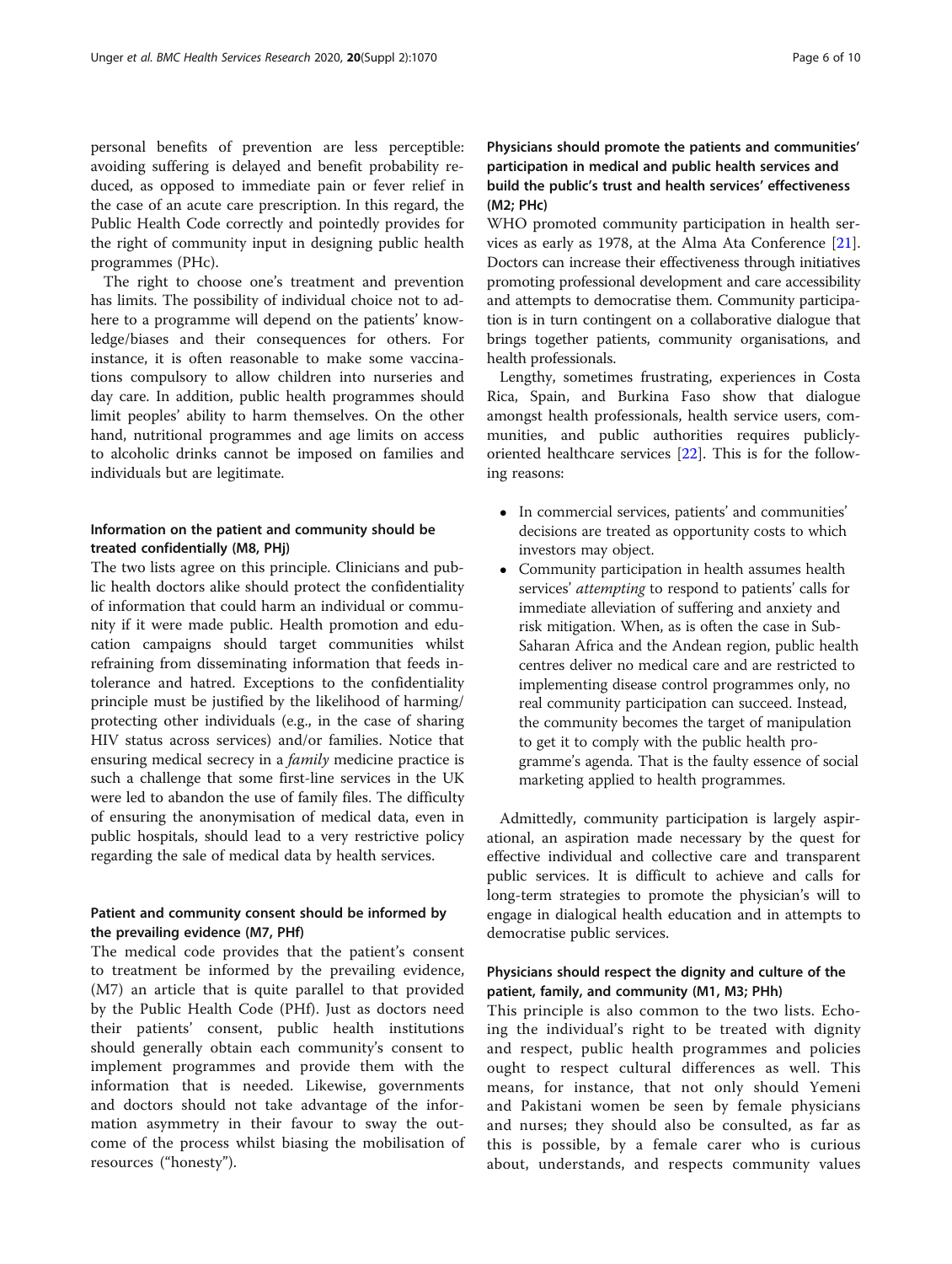personal benefits of prevention are less perceptible: avoiding suffering is delayed and benefit probability reduced, as opposed to immediate pain or fever relief in the case of an acute care prescription. In this regard, the Public Health Code correctly and pointedly provides for the right of community input in designing public health programmes (PHc).

The right to choose one's treatment and prevention has limits. The possibility of individual choice not to adhere to a programme will depend on the patients' knowledge/biases and their consequences for others. For instance, it is often reasonable to make some vaccinations compulsory to allow children into nurseries and day care. In addition, public health programmes should limit peoples' ability to harm themselves. On the other hand, nutritional programmes and age limits on access to alcoholic drinks cannot be imposed on families and individuals but are legitimate.

### Information on the patient and community should be treated confidentially (M8, PHj)

The two lists agree on this principle. Clinicians and public health doctors alike should protect the confidentiality of information that could harm an individual or community if it were made public. Health promotion and education campaigns should target communities whilst refraining from disseminating information that feeds intolerance and hatred. Exceptions to the confidentiality principle must be justified by the likelihood of harming/protecting other individuals (e.g., in the case of sharing HIV status across services) and/or families. Notice that ensuring medical secrecy in a *family* medicine practice is such a challenge that some first-line services in the UK were led to abandon the use of family files. The difficulty of ensuring the anonymisation of medical data, even in public hospitals, should lead to a very restrictive policy regarding the sale of medical data by health services.

### Patient and community consent should be informed by the prevailing evidence (M7, PHf)

The medical code provides that the patient's consent to treatment be informed by the prevailing evidence, (M7) an article that is quite parallel to that provided by the Public Health Code (PHf). Just as doctors need their patients' consent, public health institutions should generally obtain each community's consent to implement programmes and provide them with the information that is needed. Likewise, governments and doctors should not take advantage of the information asymmetry in their favour to sway the outcome of the process whilst biasing the mobilisation of resources ("honesty").

### Physicians should promote the patients and communities' participation in medical and public health services and build the public's trust and health services' effectiveness (M2; PHc)

WHO promoted community participation in health services as early as 1978, at the Alma Ata Conference [21]. Doctors can increase their effectiveness through initiatives promoting professional development and care accessibility and attempts to democratise them. Community participation is in turn contingent on a collaborative dialogue that brings together patients, community organisations, and health professionals.

Lengthy, sometimes frustrating, experiences in Costa Rica, Spain, and Burkina Faso show that dialogue amongst health professionals, health service users, communities, and public authorities requires publicly-oriented healthcare services [22]. This is for the following reasons:

- In commercial services, patients' and communities' decisions are treated as opportunity costs to which investors may object.
- Community participation in health assumes health services' *attempting* to respond to patients' calls for immediate alleviation of suffering and anxiety and risk mitigation. When, as is often the case in Sub-Saharan Africa and the Andean region, public health centres deliver no medical care and are restricted to implementing disease control programmes only, no real community participation can succeed. Instead, the community becomes the target of manipulation to get it to comply with the public health programme's agenda. That is the faulty essence of social marketing applied to health programmes.

Admittedly, community participation is largely aspirational, an aspiration made necessary by the quest for effective individual and collective care and transparent public services. It is difficult to achieve and calls for long-term strategies to promote the physician's will to engage in dialogical health education and in attempts to democratise public services.

### Physicians should respect the dignity and culture of the patient, family, and community (M1, M3; PHh)

This principle is also common to the two lists. Echoing the individual's right to be treated with dignity and respect, public health programmes and policies ought to respect cultural differences as well. This means, for instance, that not only should Yemeni and Pakistani women be seen by female physicians and nurses; they should also be consulted, as far as this is possible, by a female carer who is curious about, understands, and respects community values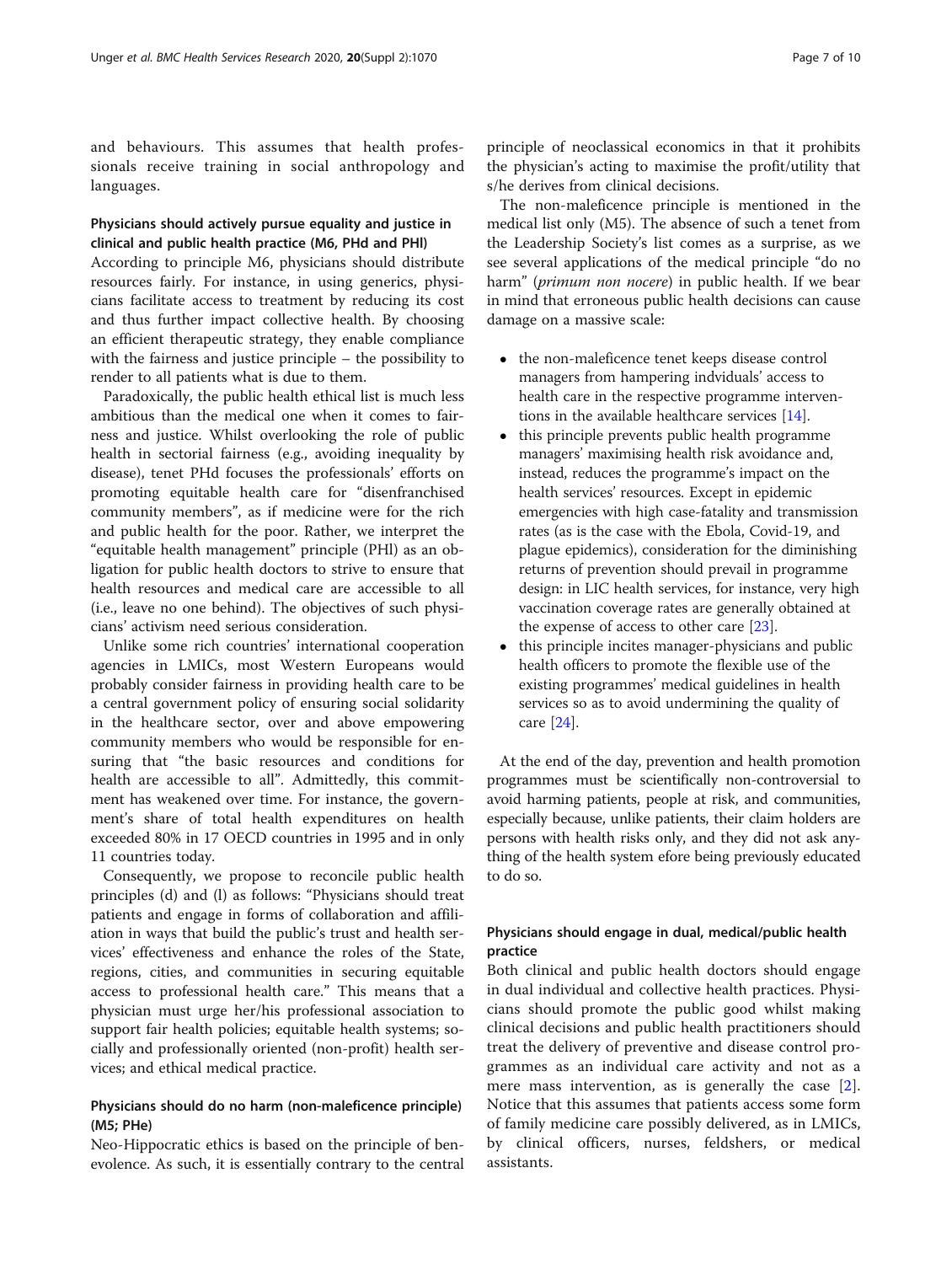and behaviours. This assumes that health professionals receive training in social anthropology and languages.

### Physicians should actively pursue equality and justice in clinical and public health practice (M6, PHd and PHl)

According to principle M6, physicians should distribute resources fairly. For instance, in using generics, physicians facilitate access to treatment by reducing its cost and thus further impact collective health. By choosing an efficient therapeutic strategy, they enable compliance with the fairness and justice principle – the possibility to render to all patients what is due to them.

Paradoxically, the public health ethical list is much less ambitious than the medical one when it comes to fairness and justice. Whilst overlooking the role of public health in sectorial fairness (e.g., avoiding inequality by disease), tenet PHd focuses the professionals' efforts on promoting equitable health care for "disenfranchised community members", as if medicine were for the rich and public health for the poor. Rather, we interpret the "equitable health management" principle (PHl) as an obligation for public health doctors to strive to ensure that health resources and medical care are accessible to all (i.e., leave no one behind). The objectives of such physicians' activism need serious consideration.

Unlike some rich countries' international cooperation agencies in LMICs, most Western Europeans would probably consider fairness in providing health care to be a central government policy of ensuring social solidarity in the healthcare sector, over and above empowering community members who would be responsible for ensuring that "the basic resources and conditions for health are accessible to all". Admittedly, this commitment has weakened over time. For instance, the government's share of total health expenditures on health exceeded 80% in 17 OECD countries in 1995 and in only 11 countries today.

Consequently, we propose to reconcile public health principles (d) and (l) as follows: "Physicians should treat patients and engage in forms of collaboration and affiliation in ways that build the public's trust and health services' effectiveness and enhance the roles of the State, regions, cities, and communities in securing equitable access to professional health care." This means that a physician must urge her/his professional association to support fair health policies; equitable health systems; socially and professionally oriented (non-profit) health services; and ethical medical practice.

### Physicians should do no harm (non-maleficence principle) (M5; PHe)

Neo-Hippocratic ethics is based on the principle of benevolence. As such, it is essentially contrary to the central principle of neoclassical economics in that it prohibits the physician's acting to maximise the profit/utility that s/he derives from clinical decisions.

The non-maleficence principle is mentioned in the medical list only (M5). The absence of such a tenet from the Leadership Society's list comes as a surprise, as we see several applications of the medical principle "do no harm" (*primum non nocere*) in public health. If we bear in mind that erroneous public health decisions can cause damage on a massive scale:

- the non-maleficence tenet keeps disease control managers from hampering indviduals' access to health care in the respective programme interventions in the available healthcare services [14].
- this principle prevents public health programme managers' maximising health risk avoidance and, instead, reduces the programme's impact on the health services' resources. Except in epidemic emergencies with high case-fatality and transmission rates (as is the case with the Ebola, Covid-19, and plague epidemics), consideration for the diminishing returns of prevention should prevail in programme design: in LIC health services, for instance, very high vaccination coverage rates are generally obtained at the expense of access to other care [23].
- this principle incites manager-physicians and public health officers to promote the flexible use of the existing programmes' medical guidelines in health services so as to avoid undermining the quality of care [24].

At the end of the day, prevention and health promotion programmes must be scientifically non-controversial to avoid harming patients, people at risk, and communities, especially because, unlike patients, their claim holders are persons with health risks only, and they did not ask anything of the health system efore being previously educated to do so.

### Physicians should engage in dual, medical/public health practice

Both clinical and public health doctors should engage in dual individual and collective health practices. Physicians should promote the public good whilst making clinical decisions and public health practitioners should treat the delivery of preventive and disease control programmes as an individual care activity and not as a mere mass intervention, as is generally the case [2]. Notice that this assumes that patients access some form of family medicine care possibly delivered, as in LMICs, by clinical officers, nurses, feldshers, or medical assistants.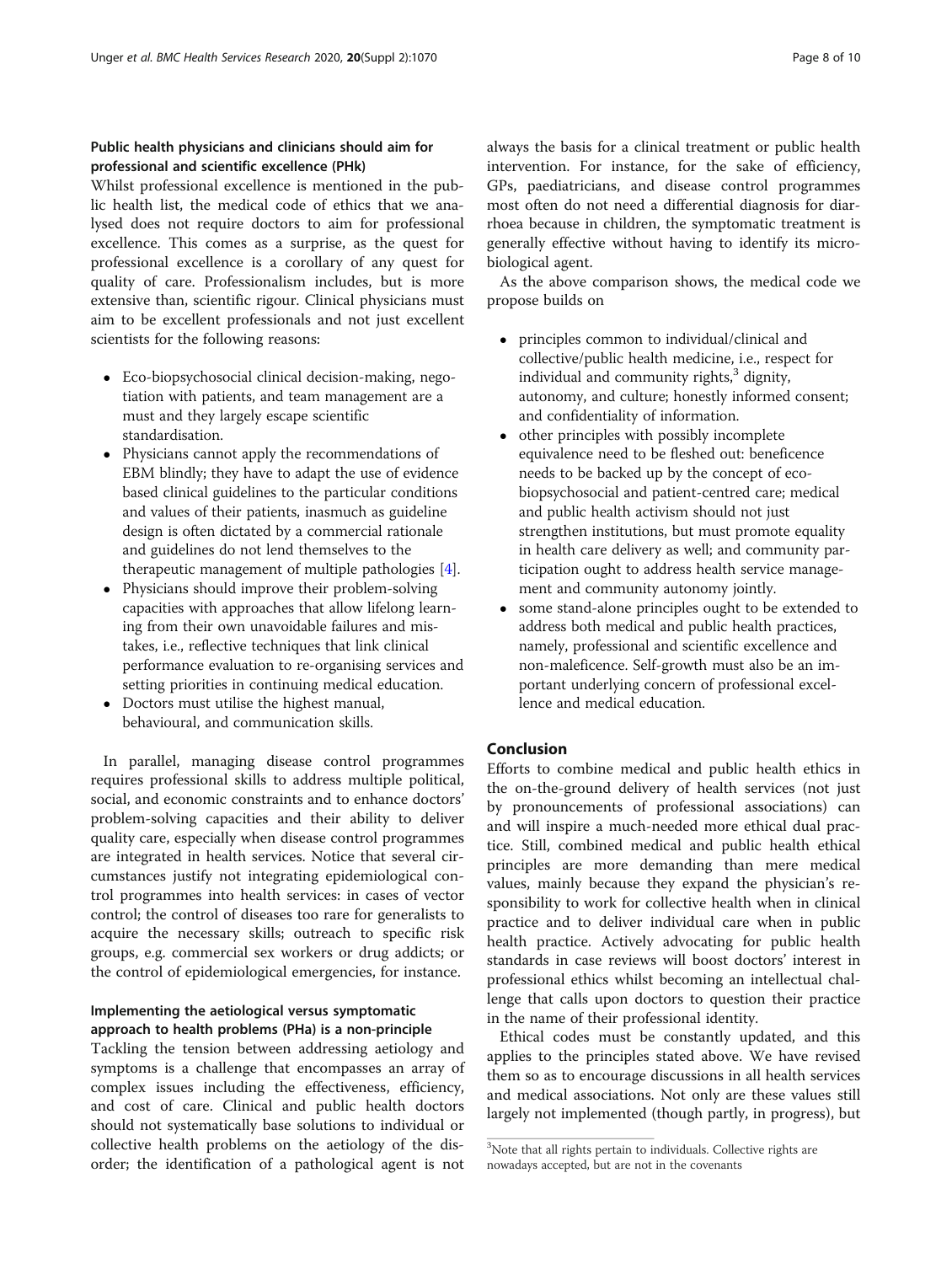### Public health physicians and clinicians should aim for professional and scientific excellence (PHk)

Whilst professional excellence is mentioned in the public health list, the medical code of ethics that we analysed does not require doctors to aim for professional excellence. This comes as a surprise, as the quest for professional excellence is a corollary of any quest for quality of care. Professionalism includes, but is more extensive than, scientific rigour. Clinical physicians must aim to be excellent professionals and not just excellent scientists for the following reasons:

- Eco-biopsychosocial clinical decision-making, negotiation with patients, and team management are a must and they largely escape scientific standardisation.
- Physicians cannot apply the recommendations of EBM blindly; they have to adapt the use of evidence based clinical guidelines to the particular conditions and values of their patients, inasmuch as guideline design is often dictated by a commercial rationale and guidelines do not lend themselves to the therapeutic management of multiple pathologies [4].
- Physicians should improve their problem-solving capacities with approaches that allow lifelong learning from their own unavoidable failures and mistakes, i.e., reflective techniques that link clinical performance evaluation to re-organising services and setting priorities in continuing medical education.
- Doctors must utilise the highest manual, behavioural, and communication skills.

In parallel, managing disease control programmes requires professional skills to address multiple political, social, and economic constraints and to enhance doctors' problem-solving capacities and their ability to deliver quality care, especially when disease control programmes are integrated in health services. Notice that several circumstances justify not integrating epidemiological control programmes into health services: in cases of vector control; the control of diseases too rare for generalists to acquire the necessary skills; outreach to specific risk groups, e.g. commercial sex workers or drug addicts; or the control of epidemiological emergencies, for instance.

### Implementing the aetiological versus symptomatic approach to health problems (PHa) is a non-principle

Tackling the tension between addressing aetiology and symptoms is a challenge that encompasses an array of complex issues including the effectiveness, efficiency, and cost of care. Clinical and public health doctors should not systematically base solutions to individual or collective health problems on the aetiology of the disorder; the identification of a pathological agent is not always the basis for a clinical treatment or public health intervention. For instance, for the sake of efficiency, GPs, paediatricians, and disease control programmes most often do not need a differential diagnosis for diarrhoea because in children, the symptomatic treatment is generally effective without having to identify its microbiological agent.

As the above comparison shows, the medical code we propose builds on

- principles common to individual/clinical and collective/public health medicine, i.e., respect for individual and community rights,[3] dignity, autonomy, and culture; honestly informed consent; and confidentiality of information.
- other principles with possibly incomplete equivalence need to be fleshed out: beneficence needs to be backed up by the concept of eco-biopsychosocial and patient-centred care; medical and public health activism should not just strengthen institutions, but must promote equality in health care delivery as well; and community participation ought to address health service management and community autonomy jointly.
- some stand-alone principles ought to be extended to address both medical and public health practices, namely, professional and scientific excellence and non-maleficence. Self-growth must also be an important underlying concern of professional excellence and medical education.

## Conclusion

Efforts to combine medical and public health ethics in the on-the-ground delivery of health services (not just by pronouncements of professional associations) can and will inspire a much-needed more ethical dual practice. Still, combined medical and public health ethical principles are more demanding than mere medical values, mainly because they expand the physician's responsibility to work for collective health when in clinical practice and to deliver individual care when in public health practice. Actively advocating for public health standards in case reviews will boost doctors' interest in professional ethics whilst becoming an intellectual challenge that calls upon doctors to question their practice in the name of their professional identity.

Ethical codes must be constantly updated, and this applies to the principles stated above. We have revised them so as to encourage discussions in all health services and medical associations. Not only are these values still largely not implemented (though partly, in progress), but

[3] Note that all rights pertain to individuals. Collective rights are nowadays accepted, but are not in the covenants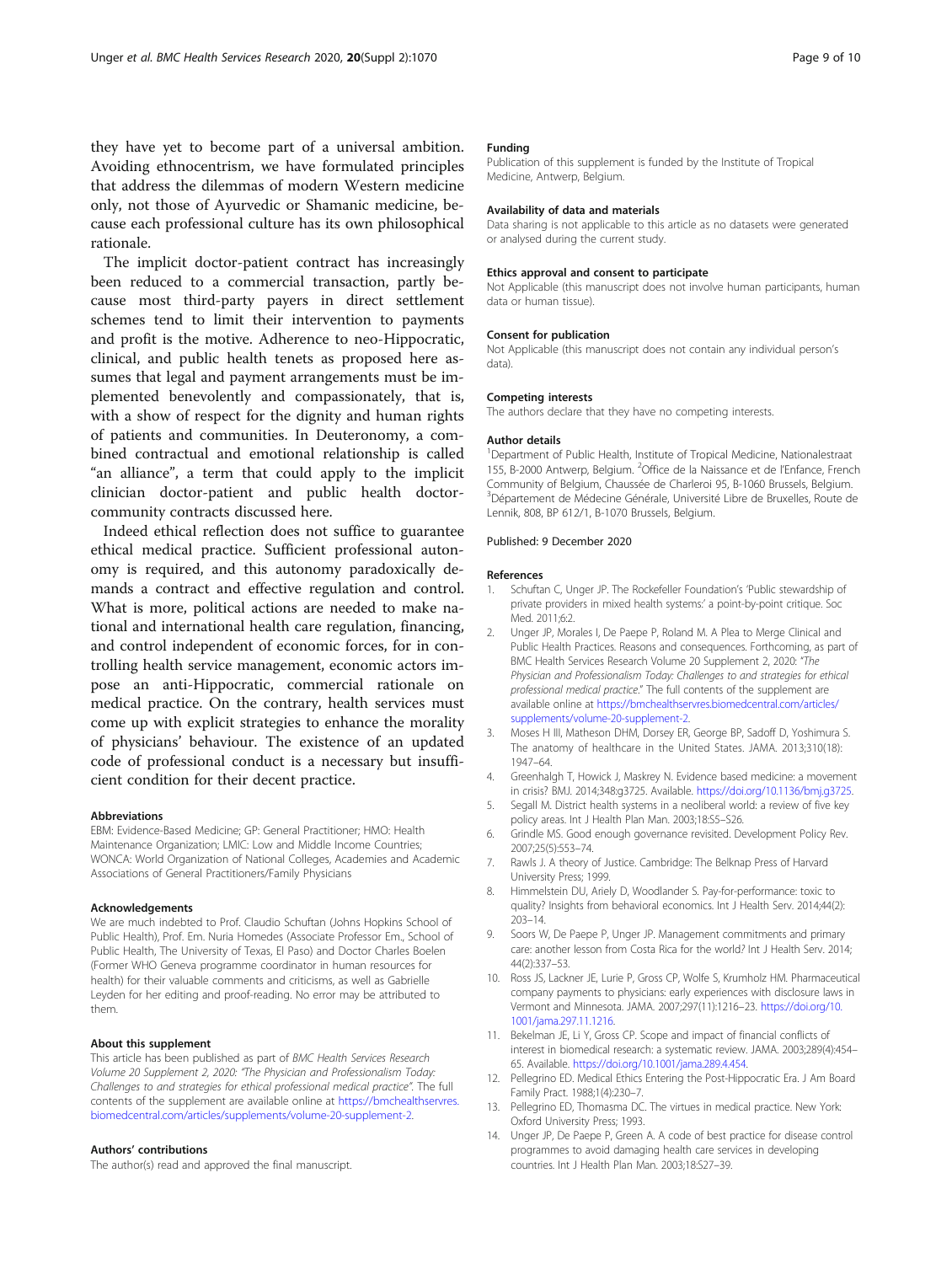they have yet to become part of a universal ambition. Avoiding ethnocentrism, we have formulated principles that address the dilemmas of modern Western medicine only, not those of Ayurvedic or Shamanic medicine, because each professional culture has its own philosophical rationale.

The implicit doctor-patient contract has increasingly been reduced to a commercial transaction, partly because most third-party payers in direct settlement schemes tend to limit their intervention to payments and profit is the motive. Adherence to neo-Hippocratic, clinical, and public health tenets as proposed here assumes that legal and payment arrangements must be implemented benevolently and compassionately, that is, with a show of respect for the dignity and human rights of patients and communities. In Deuteronomy, a combined contractual and emotional relationship is called "an alliance", a term that could apply to the implicit clinician doctor-patient and public health doctor-community contracts discussed here.

Indeed ethical reflection does not suffice to guarantee ethical medical practice. Sufficient professional autonomy is required, and this autonomy paradoxically demands a contract and effective regulation and control. What is more, political actions are needed to make national and international health care regulation, financing, and control independent of economic forces, for in controlling health service management, economic actors impose an anti-Hippocratic, commercial rationale on medical practice. On the contrary, health services must come up with explicit strategies to enhance the morality of physicians' behaviour. The existence of an updated code of professional conduct is a necessary but insufficient condition for their decent practice.

#### Abbreviations

EBM: Evidence-Based Medicine; GP: General Practitioner; HMO: Health Maintenance Organization; LMIC: Low and Middle Income Countries; WONCA: World Organization of National Colleges, Academies and Academic Associations of General Practitioners/Family Physicians

#### Acknowledgements

We are much indebted to Prof. Claudio Schuftan (Johns Hopkins School of Public Health), Prof. Em. Nuria Homedes (Associate Professor Em., School of Public Health, The University of Texas, El Paso) and Doctor Charles Boelen (Former WHO Geneva programme coordinator in human resources for health) for their valuable comments and criticisms, as well as Gabrielle Leyden for her editing and proof-reading. No error may be attributed to them.

#### About this supplement

This article has been published as part of *BMC Health Services Research Volume 20 Supplement 2, 2020: "The Physician and Professionalism Today: Challenges to and strategies for ethical professional medical practice"*. The full contents of the supplement are available online at https://bmchealthservres.biomedcentral.com/articles/supplements/volume-20-supplement-2.

#### Authors' contributions

The author(s) read and approved the final manuscript.

#### Funding

Publication of this supplement is funded by the Institute of Tropical Medicine, Antwerp, Belgium.

#### Availability of data and materials

Data sharing is not applicable to this article as no datasets were generated or analysed during the current study.

#### Ethics approval and consent to participate

Not Applicable (this manuscript does not involve human participants, human data or human tissue).

#### Consent for publication

Not Applicable (this manuscript does not contain any individual person's data).

#### Competing interests

The authors declare that they have no competing interests.

#### Author details

[1]Department of Public Health, Institute of Tropical Medicine, Nationalestraat 155, B-2000 Antwerp, Belgium. [2]Office de la Naissance et de l'Enfance, French Community of Belgium, Chaussée de Charleroi 95, B-1060 Brussels, Belgium. [3]Département de Médecine Générale, Université Libre de Bruxelles, Route de Lennik, 808, BP 612/1, B-1070 Brussels, Belgium.

Published: 9 December 2020

#### References

1. Schuftan C, Unger JP. The Rockefeller Foundation's 'Public stewardship of private providers in mixed health systems:' a point-by-point critique. Soc Med. 2011;6:2.
2. Unger JP, Morales I, De Paepe P, Roland M. A Plea to Merge Clinical and Public Health Practices. Reasons and consequences. Forthcoming, as part of BMC Health Services Research Volume 20 Supplement 2, 2020: "*The Physician and Professionalism Today: Challenges to and strategies for ethical professional medical practice.*" The full contents of the supplement are available online at https://bmchealthservres.biomedcentral.com/articles/supplements/volume-20-supplement-2.
3. Moses H III, Matheson DHM, Dorsey ER, George BP, Sadoff D, Yoshimura S. The anatomy of healthcare in the United States. JAMA. 2013;310(18):1947–64.
4. Greenhalgh T, Howick J, Maskrey N. Evidence based medicine: a movement in crisis? BMJ. 2014;348:g3725. Available. https://doi.org/10.1136/bmj.g3725.
5. Segall M. District health systems in a neoliberal world: a review of five key policy areas. Int J Health Plan Man. 2003;18:S5–S26.
6. Grindle MS. Good enough governance revisited. Development Policy Rev. 2007;25(5):553–74.
7. Rawls J. A theory of Justice. Cambridge: The Belknap Press of Harvard University Press; 1999.
8. Himmelstein DU, Ariely D, Woodlander S. Pay-for-performance: toxic to quality? Insights from behavioral economics. Int J Health Serv. 2014;44(2):203–14.
9. Soors W, De Paepe P, Unger JP. Management commitments and primary care: another lesson from Costa Rica for the world? Int J Health Serv. 2014;44(2):337–53.
10. Ross JS, Lackner JE, Lurie P, Gross CP, Wolfe S, Krumholz HM. Pharmaceutical company payments to physicians: early experiences with disclosure laws in Vermont and Minnesota. JAMA. 2007;297(11):1216–23. https://doi.org/10.1001/jama.297.11.1216.
11. Bekelman JE, Li Y, Gross CP. Scope and impact of financial conflicts of interest in biomedical research: a systematic review. JAMA. 2003;289(4):454–65. Available. https://doi.org/10.1001/jama.289.4.454.
12. Pellegrino ED. Medical Ethics Entering the Post-Hippocratic Era. J Am Board Family Pract. 1988;1(4):230–7.
13. Pellegrino ED, Thomasma DC. The virtues in medical practice. New York: Oxford University Press; 1993.
14. Unger JP, De Paepe P, Green A. A code of best practice for disease control programmes to avoid damaging health care services in developing countries. Int J Health Plan Man. 2003;18:S27–39.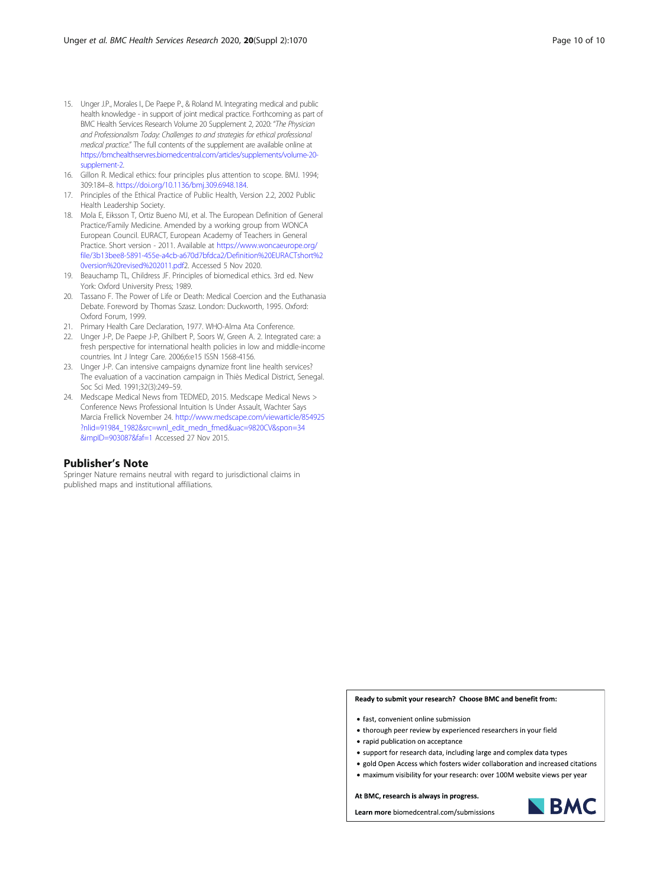15. Unger J.P., Morales I., De Paepe P., & Roland M. Integrating medical and public health knowledge - in support of joint medical practice. Forthcoming as part of BMC Health Services Research Volume 20 Supplement 2, 2020: "*The Physician and Professionalism Today: Challenges to and strategies for ethical professional medical practice*." The full contents of the supplement are available online at https://bmchealthservres.biomedcentral.com/articles/supplements/volume-20-supplement-2.
16. Gillon R. Medical ethics: four principles plus attention to scope. BMJ. 1994; 309:184–8. https://doi.org/10.1136/bmj.309.6948.184.
17. Principles of the Ethical Practice of Public Health, Version 2.2, 2002 Public Health Leadership Society.
18. Mola E, Eiksson T, Ortiz Bueno MJ, et al. The European Definition of General Practice/Family Medicine. Amended by a working group from WONCA European Council. EURACT, European Academy of Teachers in General Practice. Short version - 2011. Available at https://www.woncaeurope.org/file/3b13bee8-5891-455e-a4cb-a670d7bfdca2/Definition%20EURACTshort%20version%20revised%202011.pdf2. Accessed 5 Nov 2020.
19. Beauchamp TL, Childress JF. Principles of biomedical ethics. 3rd ed. New York: Oxford University Press; 1989.
20. Tassano F. The Power of Life or Death: Medical Coercion and the Euthanasia Debate. Foreword by Thomas Szasz. London: Duckworth, 1995. Oxford: Oxford Forum, 1999.
21. Primary Health Care Declaration, 1977. WHO-Alma Ata Conference.
22. Unger J-P, De Paepe J-P, Ghilbert P, Soors W, Green A. 2. Integrated care: a fresh perspective for international health policies in low and middle-income countries. Int J Integr Care. 2006;6:e15 ISSN 1568-4156.
23. Unger J-P. Can intensive campaigns dynamize front line health services? The evaluation of a vaccination campaign in Thiès Medical District, Senegal. Soc Sci Med. 1991;32(3):249–59.
24. Medscape Medical News from TEDMED, 2015. Medscape Medical News > Conference News Professional Intuition Is Under Assault, Wachter Says Marcia Frellick November 24. http://www.medscape.com/viewarticle/854925?nlid=91984_1982&src=wnl_edit_medn_fmed&uac=9820CV&spon=34&impID=903087&faf=1 Accessed 27 Nov 2015.

## Publisher's Note

Springer Nature remains neutral with regard to jurisdictional claims in published maps and institutional affiliations.

**Ready to submit your research? Choose BMC and benefit from:**

- fast, convenient online submission
- thorough peer review by experienced researchers in your field
- rapid publication on acceptance
- support for research data, including large and complex data types
- gold Open Access which fosters wider collaboration and increased citations
- maximum visibility for your research: over 100M website views per year

**At BMC, research is always in progress.**

**Learn more** biomedcentral.com/submissions

BMC